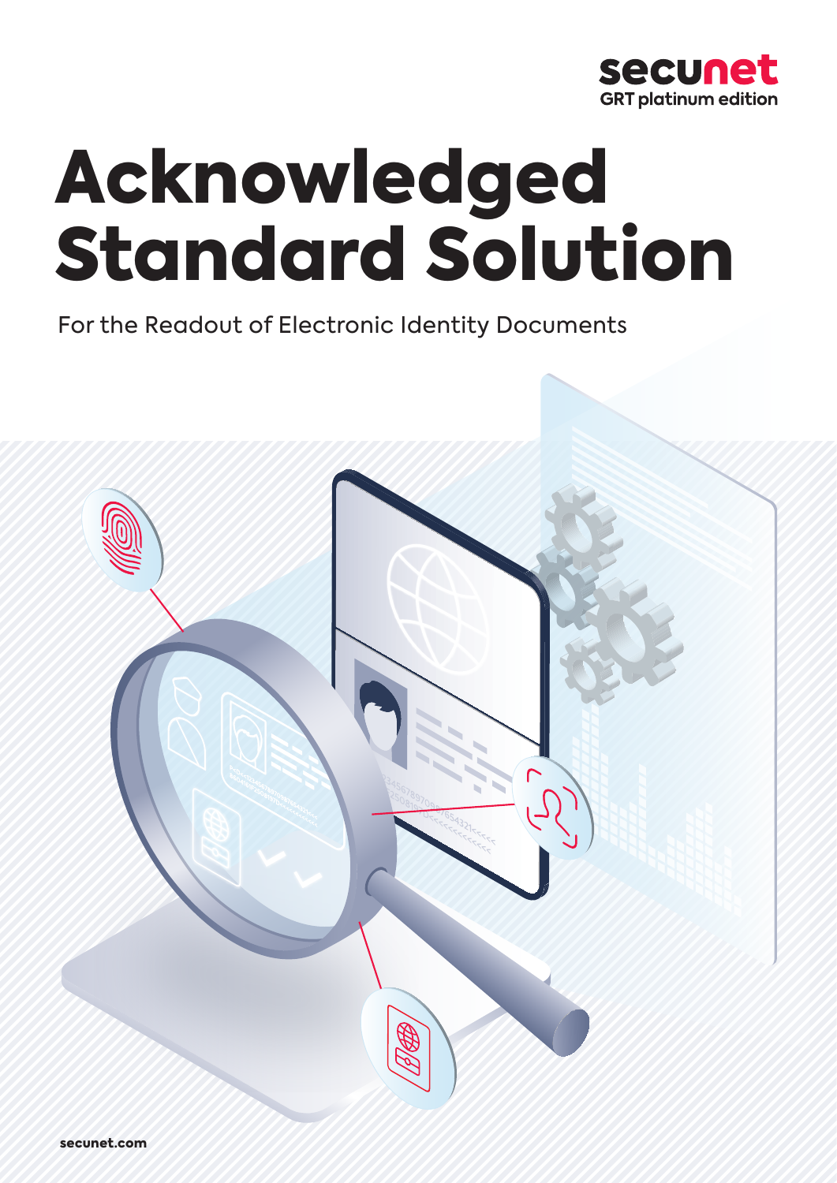secunet
GRT platinum edition

# Acknowledged Standard Solution

For the Readout of Electronic Identity Documents

secunet.com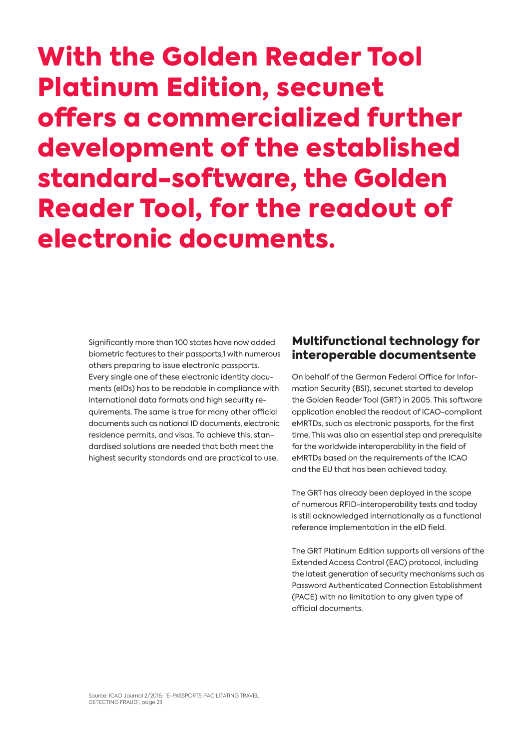# With the Golden Reader Tool Platinum Edition, secunet offers a commercialized further development of the established standard-software, the Golden Reader Tool, for the readout of electronic documents.

Significantly more than 100 states have now added biometric features to their passports,1 with numerous others preparing to issue electronic passports. Every single one of these electronic identity documents (eIDs) has to be readable in compliance with international data formats and high security requirements. The same is true for many other official documents such as national ID documents, electronic residence permits, and visas. To achieve this, standardised solutions are needed that both meet the highest security standards and are practical to use.

## Multifunctional technology for interoperable documentsente

On behalf of the German Federal Office for Information Security (BSI), secunet started to develop the Golden Reader Tool (GRT) in 2005. This software application enabled the readout of ICAO-compliant eMRTDs, such as electronic passports, for the first time. This was also an essential step and prerequisite for the worldwide interoperability in the field of eMRTDs based on the requirements of the ICAO and the EU that has been achieved today.

The GRT has already been deployed in the scope of numerous RFID-interoperability tests and today is still acknowledged internationally as a functional reference implementation in the eID field.

The GRT Platinum Edition supports all versions of the Extended Access Control (EAC) protocol, including the latest generation of security mechanisms such as Password Authenticated Connection Establishment (PACE) with no limitation to any given type of official documents.

Source: ICAO Journal 2/2016: "E-PASSPORTS: FACILITATING TRAVEL, DETECTING FRAUD", page 23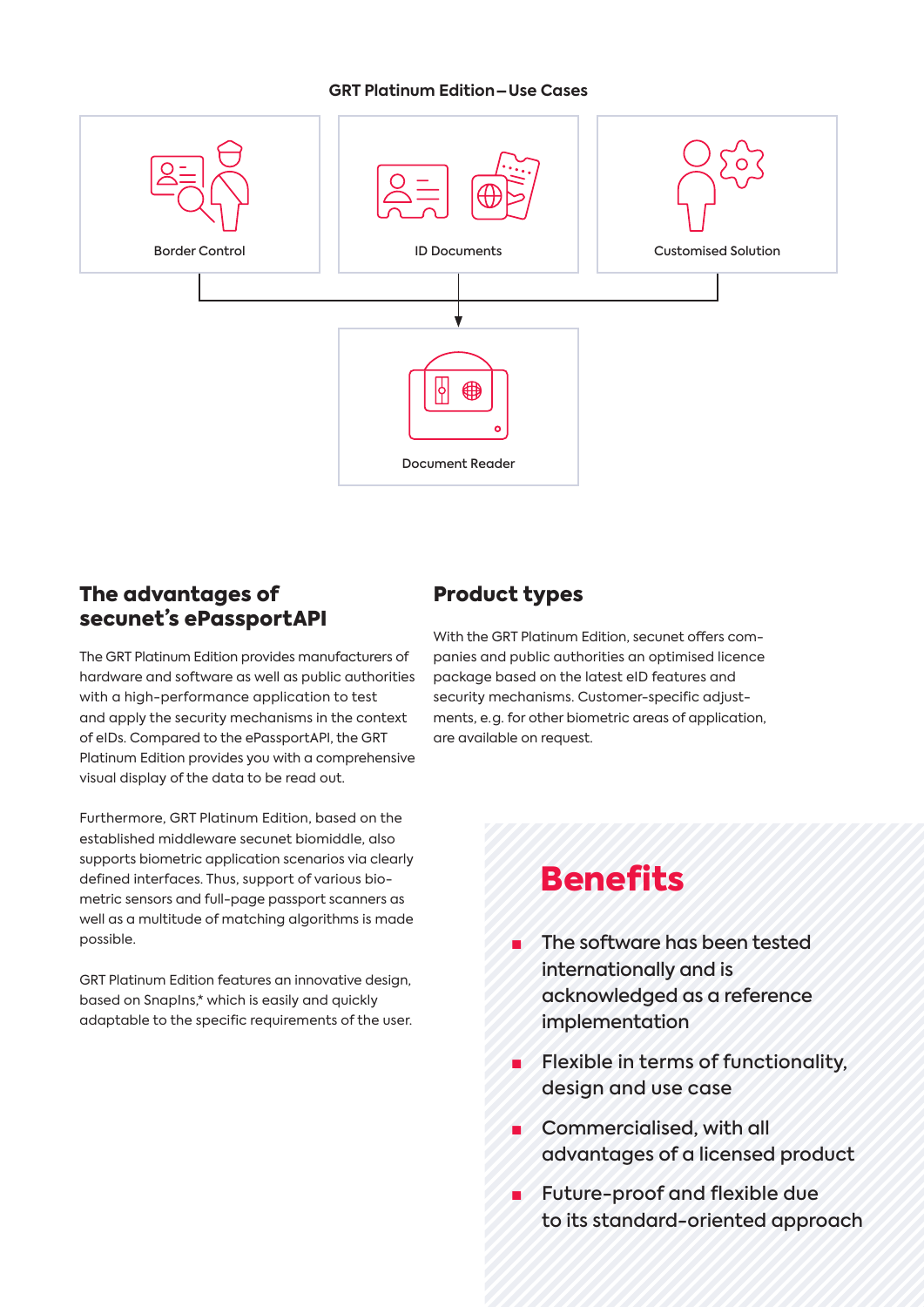**GRT Platinum Edition – Use Cases**

Border Control

ID Documents

Customised Solution

Document Reader

## The advantages of secunet's ePassportAPI

The GRT Platinum Edition provides manufacturers of hardware and software as well as public authorities with a high-performance application to test and apply the security mechanisms in the context of eIDs. Compared to the ePassportAPI, the GRT Platinum Edition provides you with a comprehensive visual display of the data to be read out.

Furthermore, GRT Platinum Edition, based on the established middleware secunet biomiddle, also supports biometric application scenarios via clearly defined interfaces. Thus, support of various biometric sensors and full-page passport scanners as well as a multitude of matching algorithms is made possible.

GRT Platinum Edition features an innovative design, based on SnapIns,* which is easily and quickly adaptable to the specific requirements of the user.

## Product types

With the GRT Platinum Edition, secunet offers companies and public authorities an optimised licence package based on the latest eID features and security mechanisms. Customer-specific adjustments, e.g. for other biometric areas of application, are available on request.

## Benefits

- The software has been tested internationally and is acknowledged as a reference implementation
- Flexible in terms of functionality, design and use case
- Commercialised, with all advantages of a licensed product
- Future-proof and flexible due to its standard-oriented approach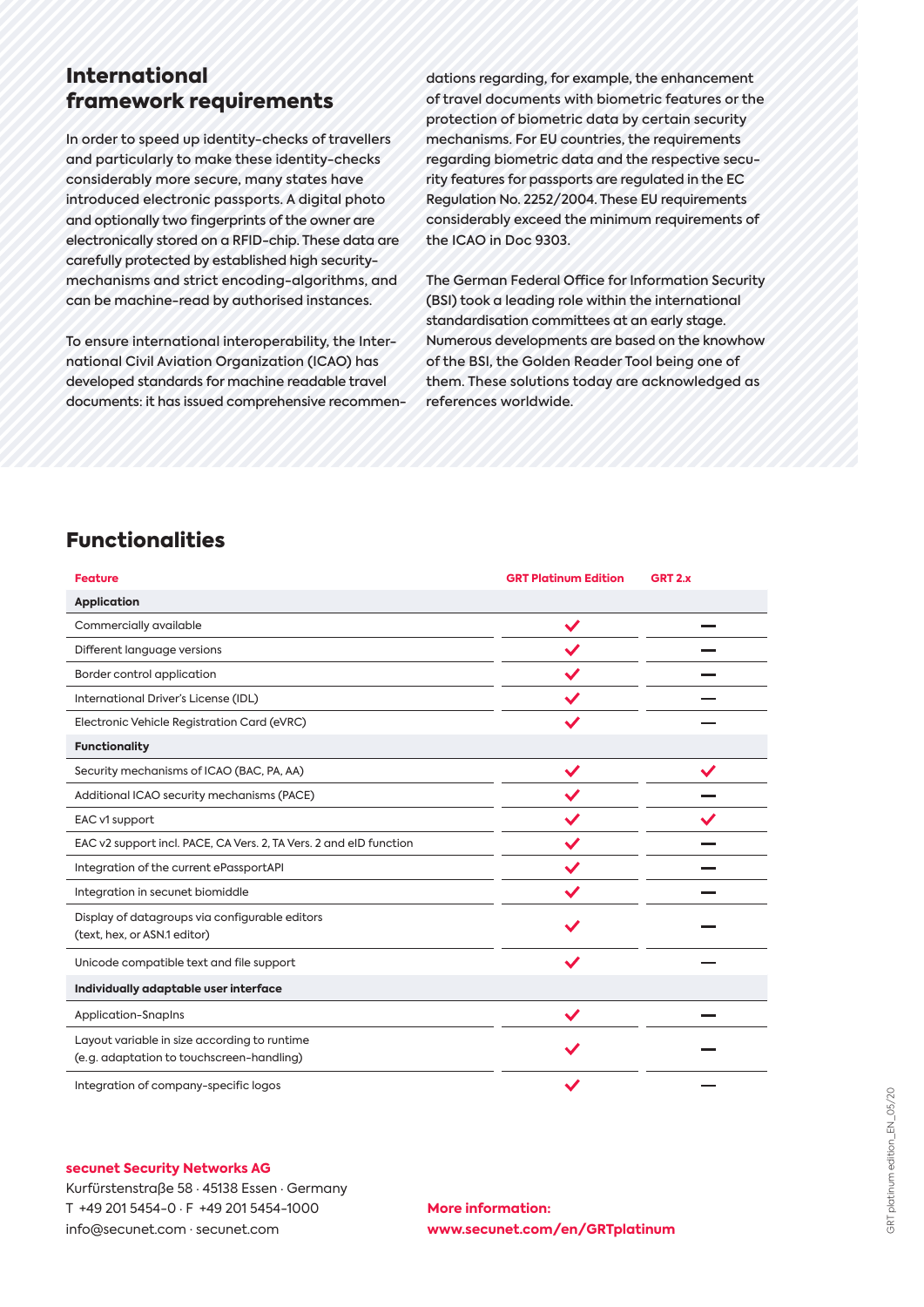## International framework requirements

In order to speed up identity-checks of travellers and particularly to make these identity-checks considerably more secure, many states have introduced electronic passports. A digital photo and optionally two fingerprints of the owner are electronically stored on a RFID-chip. These data are carefully protected by established high security-mechanisms and strict encoding-algorithms, and can be machine-read by authorised instances.

To ensure international interoperability, the International Civil Aviation Organization (ICAO) has developed standards for machine readable travel documents: it has issued comprehensive recommendations regarding, for example, the enhancement of travel documents with biometric features or the protection of biometric data by certain security mechanisms. For EU countries, the requirements regarding biometric data and the respective security features for passports are regulated in the EC Regulation No. 2252/2004. These EU requirements considerably exceed the minimum requirements of the ICAO in Doc 9303.

The German Federal Office for Information Security (BSI) took a leading role within the international standardisation committees at an early stage. Numerous developments are based on the knowhow of the BSI, the Golden Reader Tool being one of them. These solutions today are acknowledged as references worldwide.

## Functionalities

| Feature | GRT Platinum Edition | GRT 2.x |
|---|---|---|
| **Application** | | |
| Commercially available | ✓ | — |
| Different language versions | ✓ | — |
| Border control application | ✓ | — |
| International Driver's License (IDL) | ✓ | — |
| Electronic Vehicle Registration Card (eVRC) | ✓ | — |
| **Functionality** | | |
| Security mechanisms of ICAO (BAC, PA, AA) | ✓ | ✓ |
| Additional ICAO security mechanisms (PACE) | ✓ | — |
| EAC v1 support | ✓ | ✓ |
| EAC v2 support incl. PACE, CA Vers. 2, TA Vers. 2 and eID function | ✓ | — |
| Integration of the current ePassportAPI | ✓ | — |
| Integration in secunet biomiddle | ✓ | — |
| Display of datagroups via configurable editors (text, hex, or ASN.1 editor) | ✓ | — |
| Unicode compatible text and file support | ✓ | — |
| **Individually adaptable user interface** | | |
| Application-SnapIns | ✓ | — |
| Layout variable in size according to runtime (e.g. adaptation to touchscreen-handling) | ✓ | — |
| Integration of company-specific logos | ✓ | — |

**secunet Security Networks AG**
Kurfürstenstraße 58 · 45138 Essen · Germany
T +49 201 5454-0 · F +49 201 5454-1000
info@secunet.com · secunet.com

**More information:**
**www.secunet.com/en/GRTplatinum**

GRT platinum edition_EN_05/20